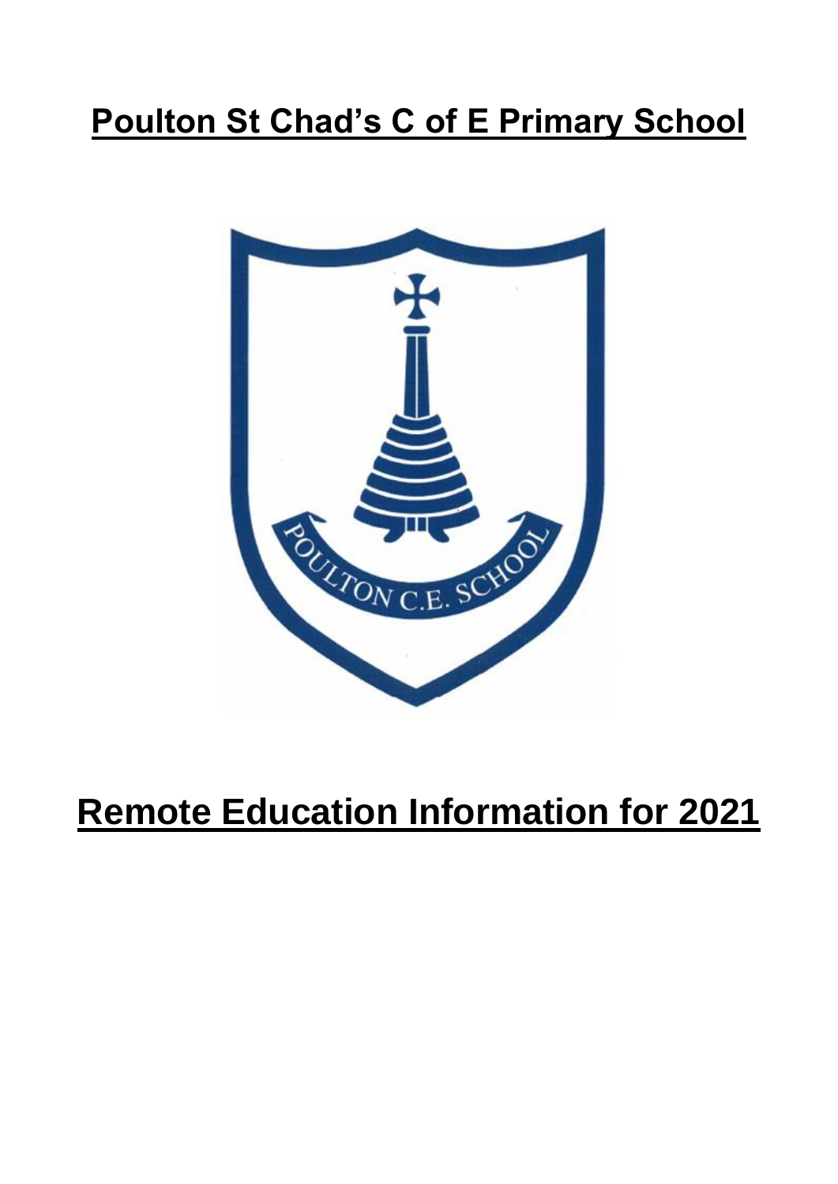# Poulton St Chad's C of E Primary School

# Remote Education Information for 2021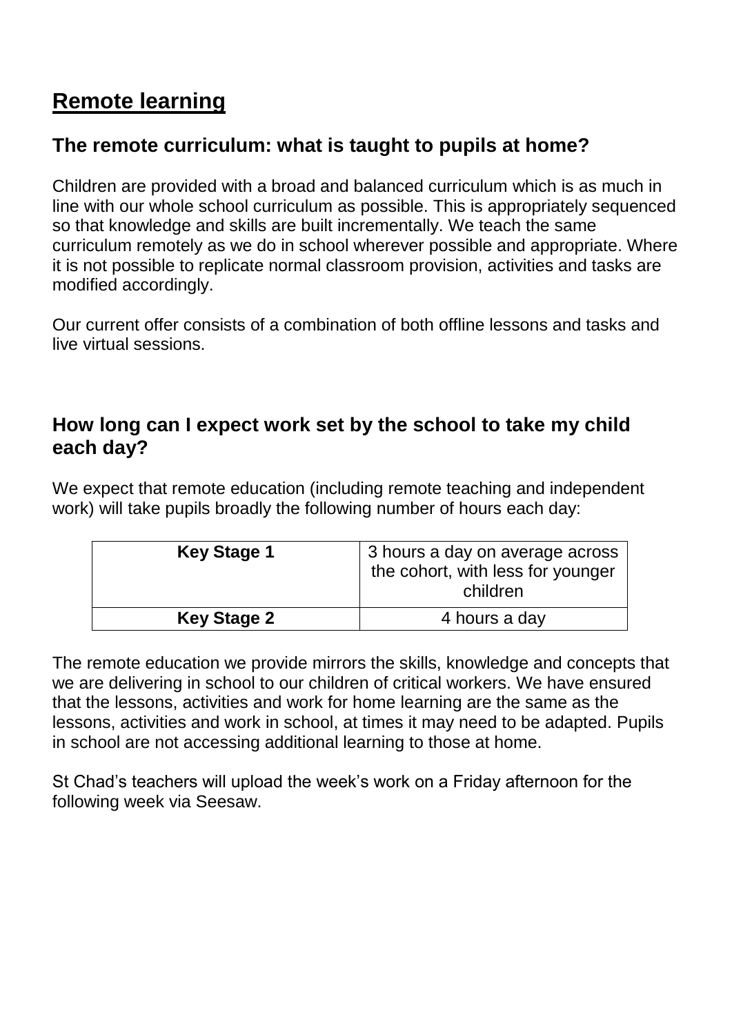# Remote learning

## The remote curriculum: what is taught to pupils at home?

Children are provided with a broad and balanced curriculum which is as much in line with our whole school curriculum as possible. This is appropriately sequenced so that knowledge and skills are built incrementally. We teach the same curriculum remotely as we do in school wherever possible and appropriate. Where it is not possible to replicate normal classroom provision, activities and tasks are modified accordingly.

Our current offer consists of a combination of both offline lessons and tasks and live virtual sessions.

## How long can I expect work set by the school to take my child each day?

We expect that remote education (including remote teaching and independent work) will take pupils broadly the following number of hours each day:

| **Key Stage 1** | 3 hours a day on average across the cohort, with less for younger children |
|---|---|
| **Key Stage 2** | 4 hours a day |

The remote education we provide mirrors the skills, knowledge and concepts that we are delivering in school to our children of critical workers. We have ensured that the lessons, activities and work for home learning are the same as the lessons, activities and work in school, at times it may need to be adapted. Pupils in school are not accessing additional learning to those at home.

St Chad's teachers will upload the week's work on a Friday afternoon for the following week via Seesaw.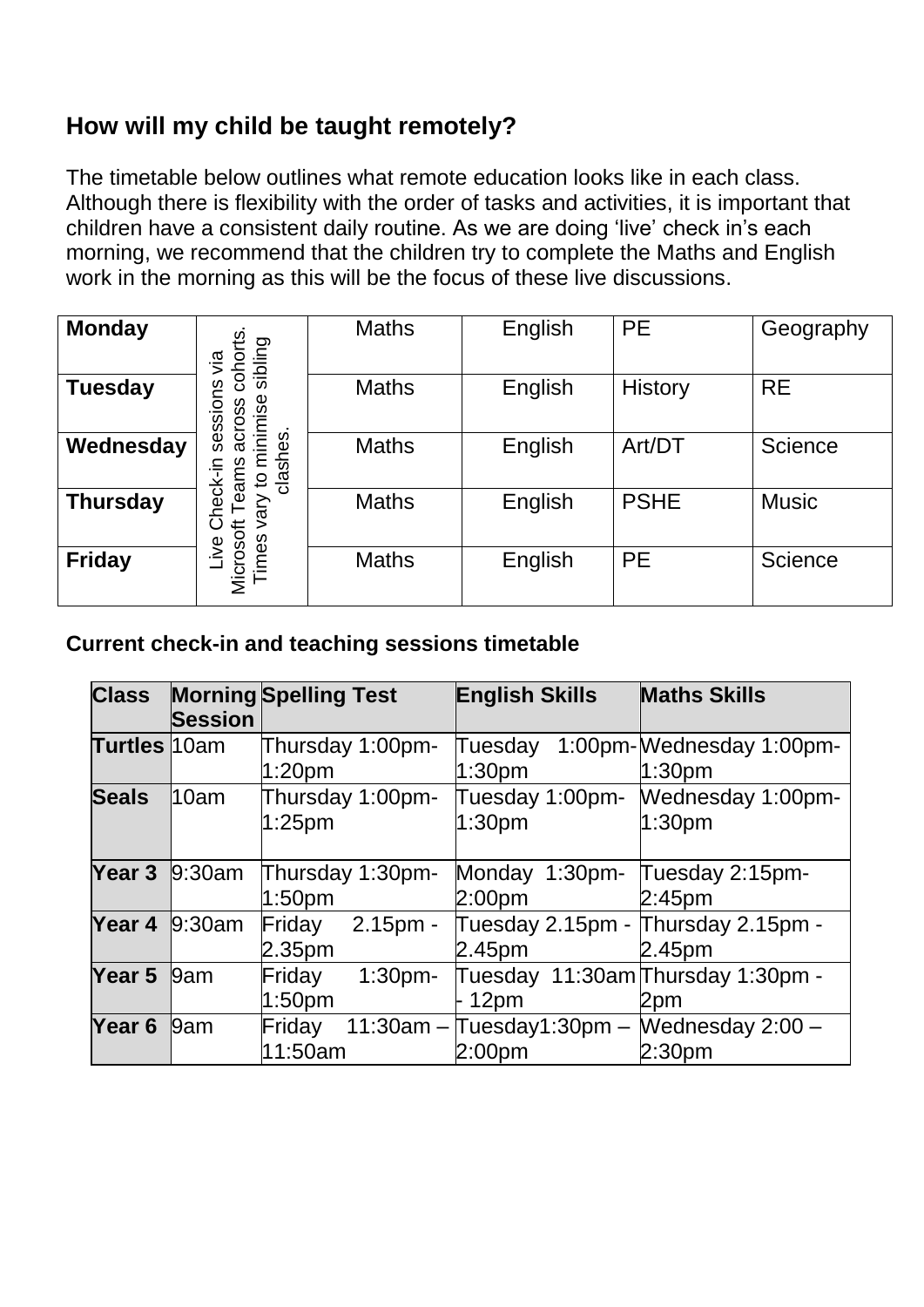## How will my child be taught remotely?

The timetable below outlines what remote education looks like in each class. Although there is flexibility with the order of tasks and activities, it is important that children have a consistent daily routine. As we are doing 'live' check in's each morning, we recommend that the children try to complete the Maths and English work in the morning as this will be the focus of these live discussions.

| | | | | | |
|---|---|---|---|---|---|
| **Monday** | Live Check-in sessions via Microsoft Teams across cohorts. Times vary to minimise sibling clashes. | Maths | English | PE | Geography |
| **Tuesday** | | Maths | English | History | RE |
| **Wednesday** | | Maths | English | Art/DT | Science |
| **Thursday** | | Maths | English | PSHE | Music |
| **Friday** | | Maths | English | PE | Science |

**Current check-in and teaching sessions timetable**

| Class | Morning Session | Spelling Test | English Skills | Maths Skills |
|---|---|---|---|---|
| **Turtles** | 10am | Thursday 1:00pm-1:20pm | Tuesday 1:00pm-1:30pm | Wednesday 1:00pm-1:30pm |
| **Seals** | 10am | Thursday 1:00pm-1:25pm | Tuesday 1:00pm-1:30pm | Wednesday 1:00pm-1:30pm |
| **Year 3** | 9:30am | Thursday 1:30pm-1:50pm | Monday 1:30pm-2:00pm | Tuesday 2:15pm-2:45pm |
| **Year 4** | 9:30am | Friday 2.15pm - 2.35pm | Tuesday 2.15pm - 2.45pm | Thursday 2.15pm - 2.45pm |
| **Year 5** | 9am | Friday 1:30pm-1:50pm | Tuesday 11:30am - 12pm | Thursday 1:30pm - 2pm |
| **Year 6** | 9am | Friday 11:30am – 11:50am | Tuesday1:30pm – 2:00pm | Wednesday 2:00 – 2:30pm |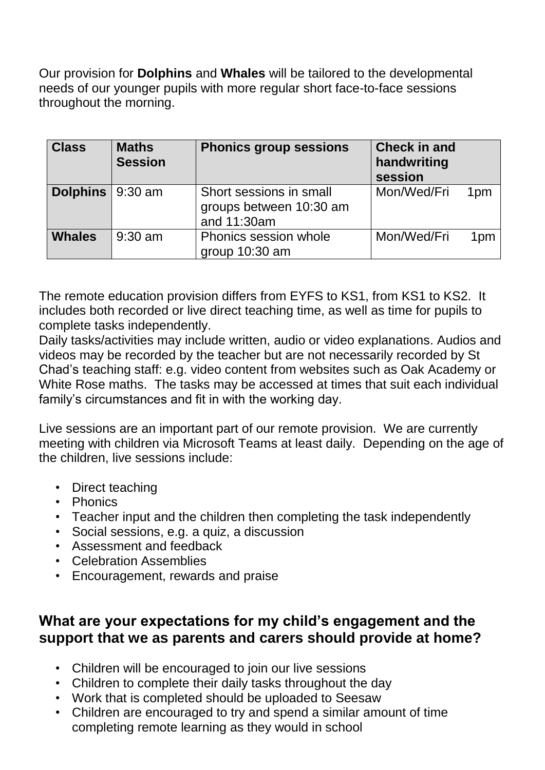Our provision for **Dolphins** and **Whales** will be tailored to the developmental needs of our younger pupils with more regular short face-to-face sessions throughout the morning.

| Class | Maths Session | Phonics group sessions | Check in and handwriting session |
|---|---|---|---|
| **Dolphins** | 9:30 am | Short sessions in small groups between 10:30 am and 11:30am | Mon/Wed/Fri 1pm |
| **Whales** | 9:30 am | Phonics session whole group 10:30 am | Mon/Wed/Fri 1pm |

The remote education provision differs from EYFS to KS1, from KS1 to KS2. It includes both recorded or live direct teaching time, as well as time for pupils to complete tasks independently.
Daily tasks/activities may include written, audio or video explanations. Audios and videos may be recorded by the teacher but are not necessarily recorded by St Chad's teaching staff: e.g. video content from websites such as Oak Academy or White Rose maths. The tasks may be accessed at times that suit each individual family's circumstances and fit in with the working day.

Live sessions are an important part of our remote provision. We are currently meeting with children via Microsoft Teams at least daily. Depending on the age of the children, live sessions include:

- Direct teaching
- Phonics
- Teacher input and the children then completing the task independently
- Social sessions, e.g. a quiz, a discussion
- Assessment and feedback
- Celebration Assemblies
- Encouragement, rewards and praise

## What are your expectations for my child's engagement and the support that we as parents and carers should provide at home?

- Children will be encouraged to join our live sessions
- Children to complete their daily tasks throughout the day
- Work that is completed should be uploaded to Seesaw
- Children are encouraged to try and spend a similar amount of time completing remote learning as they would in school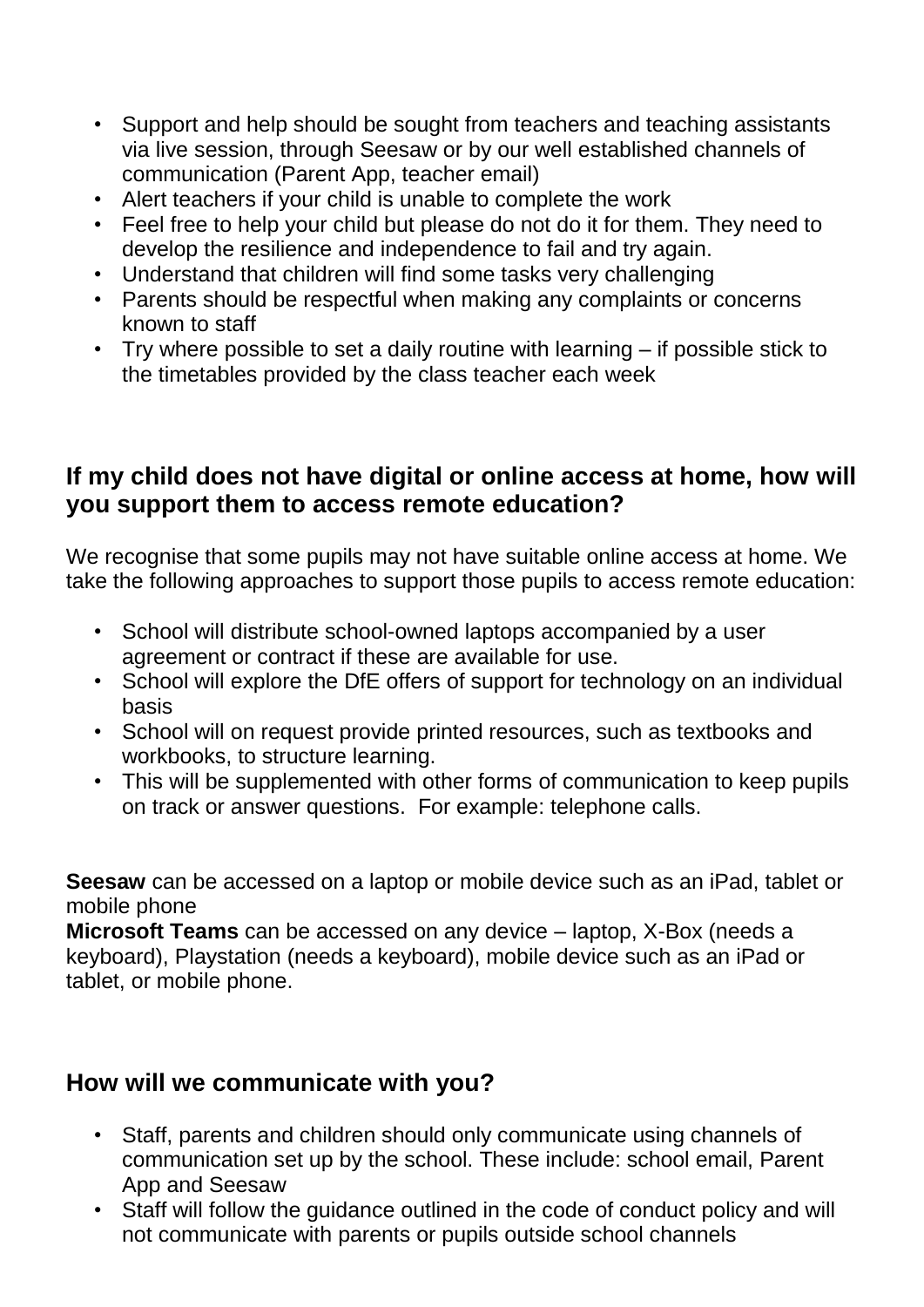- Support and help should be sought from teachers and teaching assistants via live session, through Seesaw or by our well established channels of communication (Parent App, teacher email)
- Alert teachers if your child is unable to complete the work
- Feel free to help your child but please do not do it for them. They need to develop the resilience and independence to fail and try again.
- Understand that children will find some tasks very challenging
- Parents should be respectful when making any complaints or concerns known to staff
- Try where possible to set a daily routine with learning – if possible stick to the timetables provided by the class teacher each week

## If my child does not have digital or online access at home, how will you support them to access remote education?

We recognise that some pupils may not have suitable online access at home. We take the following approaches to support those pupils to access remote education:

- School will distribute school-owned laptops accompanied by a user agreement or contract if these are available for use.
- School will explore the DfE offers of support for technology on an individual basis
- School will on request provide printed resources, such as textbooks and workbooks, to structure learning.
- This will be supplemented with other forms of communication to keep pupils on track or answer questions. For example: telephone calls.

**Seesaw** can be accessed on a laptop or mobile device such as an iPad, tablet or mobile phone
**Microsoft Teams** can be accessed on any device – laptop, X-Box (needs a keyboard), Playstation (needs a keyboard), mobile device such as an iPad or tablet, or mobile phone.

## How will we communicate with you?

- Staff, parents and children should only communicate using channels of communication set up by the school. These include: school email, Parent App and Seesaw
- Staff will follow the guidance outlined in the code of conduct policy and will not communicate with parents or pupils outside school channels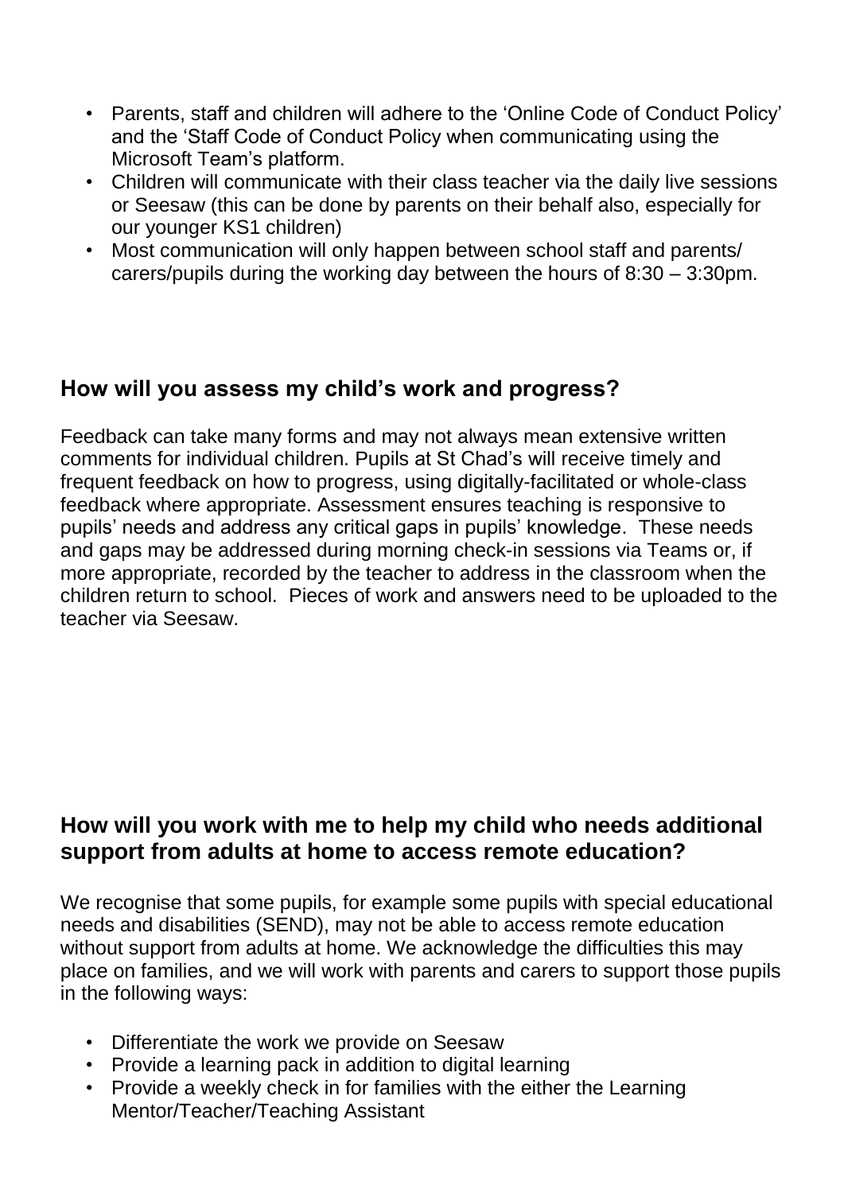- Parents, staff and children will adhere to the 'Online Code of Conduct Policy' and the 'Staff Code of Conduct Policy when communicating using the Microsoft Team's platform.
- Children will communicate with their class teacher via the daily live sessions or Seesaw (this can be done by parents on their behalf also, especially for our younger KS1 children)
- Most communication will only happen between school staff and parents/ carers/pupils during the working day between the hours of 8:30 – 3:30pm.

## How will you assess my child's work and progress?

Feedback can take many forms and may not always mean extensive written comments for individual children. Pupils at St Chad's will receive timely and frequent feedback on how to progress, using digitally-facilitated or whole-class feedback where appropriate. Assessment ensures teaching is responsive to pupils' needs and address any critical gaps in pupils' knowledge. These needs and gaps may be addressed during morning check-in sessions via Teams or, if more appropriate, recorded by the teacher to address in the classroom when the children return to school. Pieces of work and answers need to be uploaded to the teacher via Seesaw.

## How will you work with me to help my child who needs additional support from adults at home to access remote education?

We recognise that some pupils, for example some pupils with special educational needs and disabilities (SEND), may not be able to access remote education without support from adults at home. We acknowledge the difficulties this may place on families, and we will work with parents and carers to support those pupils in the following ways:

- Differentiate the work we provide on Seesaw
- Provide a learning pack in addition to digital learning
- Provide a weekly check in for families with the either the Learning Mentor/Teacher/Teaching Assistant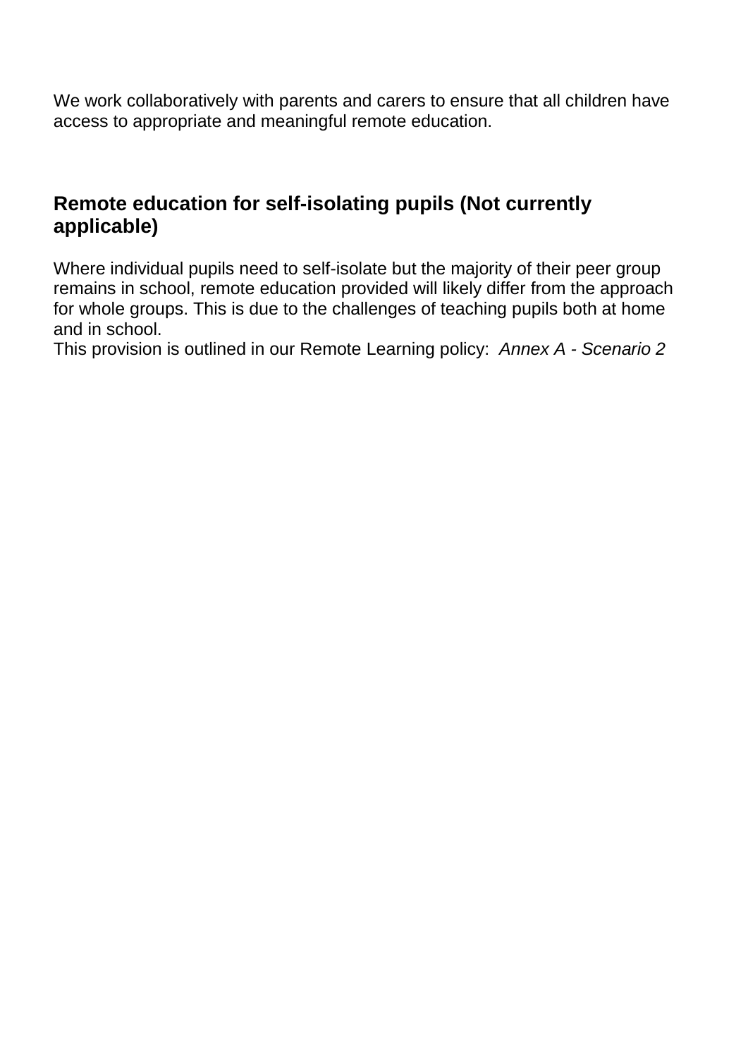We work collaboratively with parents and carers to ensure that all children have access to appropriate and meaningful remote education.

## Remote education for self-isolating pupils (Not currently applicable)

Where individual pupils need to self-isolate but the majority of their peer group remains in school, remote education provided will likely differ from the approach for whole groups. This is due to the challenges of teaching pupils both at home and in school.
This provision is outlined in our Remote Learning policy: *Annex A - Scenario 2*